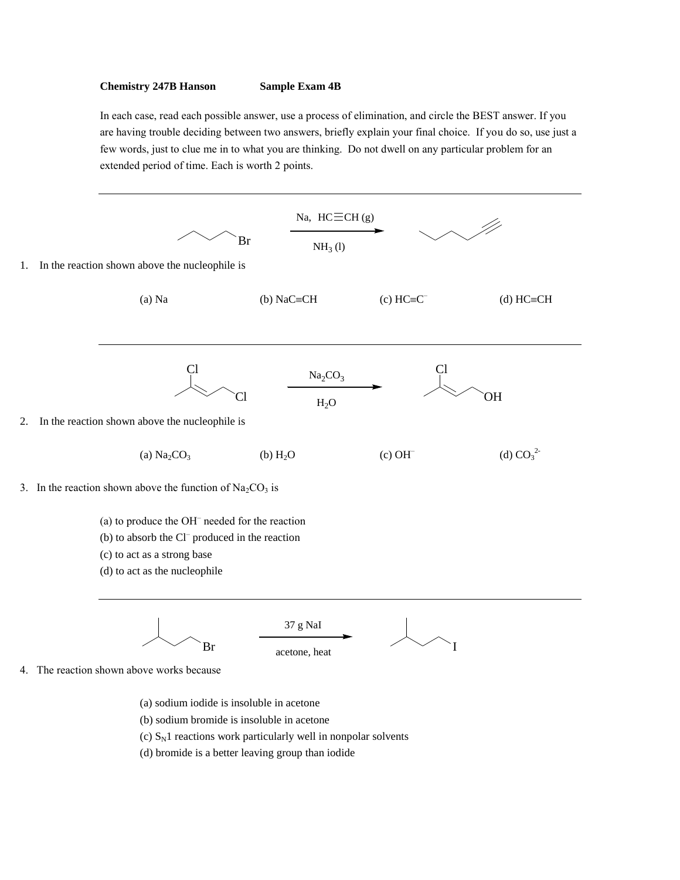**Chemistry 247B Hanson** **Sample Exam 4B**

In each case, read each possible answer, use a process of elimination, and circle the BEST answer. If you are having trouble deciding between two answers, briefly explain your final choice. If you do so, use just a few words, just to clue me in to what you are thinking. Do not dwell on any particular problem for an extended period of time. Each is worth 2 points.

---

Br → (Na, HC≡CH (g) / $NH_3$ (l))

1. In the reaction shown above the nucleophile is

(a) Na (b) NaC≡CH (c) $HC{\equiv}C^{-}$ (d) HC≡CH

---

Cl, Cl → ($Na_2CO_3$ / $H_2O$) Cl, OH

2. In the reaction shown above the nucleophile is

(a) $Na_2CO_3$ (b) $H_2O$ (c) $OH^{-}$ (d) $CO_3^{2-}$

3. In the reaction shown above the function of $Na_2CO_3$ is

(a) to produce the $OH^{-}$ needed for the reaction
(b) to absorb the $Cl^{-}$ produced in the reaction
(c) to act as a strong base
(d) to act as the nucleophile

---

Br → (37 g NaI / acetone, heat) I

4. The reaction shown above works because

(a) sodium iodide is insoluble in acetone
(b) sodium bromide is insoluble in acetone
(c) $S_N1$ reactions work particularly well in nonpolar solvents
(d) bromide is a better leaving group than iodide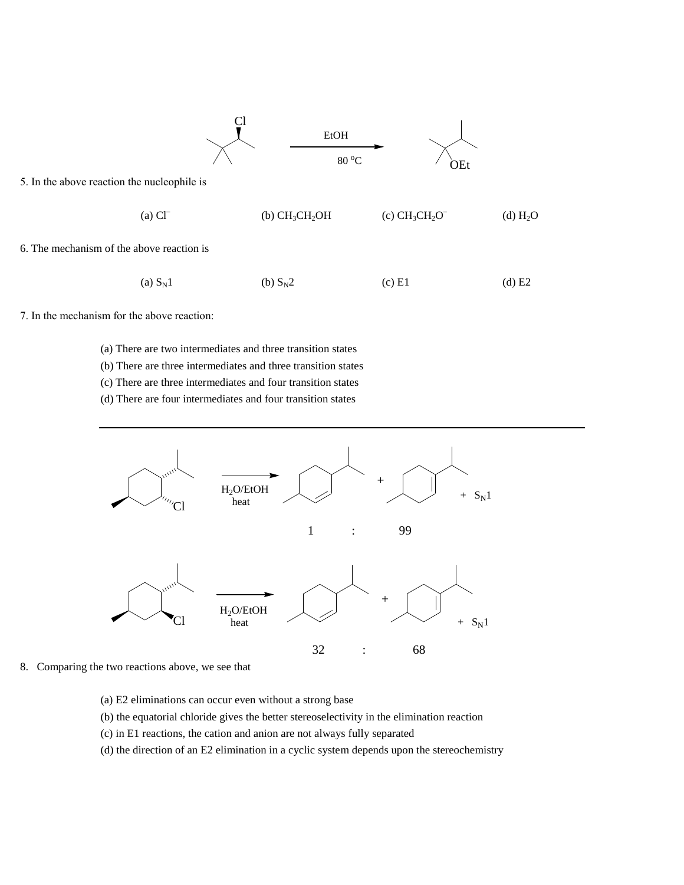EtOH

80 °C

5. In the above reaction the nucleophile is

(a) $Cl^-$ (b) $CH_3CH_2OH$ (c) $CH_3CH_2O^-$ (d) $H_2O$

6. The mechanism of the above reaction is

(a) $S_N1$ (b) $S_N2$ (c) E1 (d) E2

7. In the mechanism for the above reaction:

(a) There are two intermediates and three transition states
(b) There are three intermediates and three transition states
(c) There are three intermediates and four transition states
(d) There are four intermediates and four transition states

---

$H_2O$/EtOH heat

+ $S_N1$

1 : 99

$H_2O$/EtOH heat

+ $S_N1$

32 : 68

8. Comparing the two reactions above, we see that

(a) E2 eliminations can occur even without a strong base
(b) the equatorial chloride gives the better stereoselectivity in the elimination reaction
(c) in E1 reactions, the cation and anion are not always fully separated
(d) the direction of an E2 elimination in a cyclic system depends upon the stereochemistry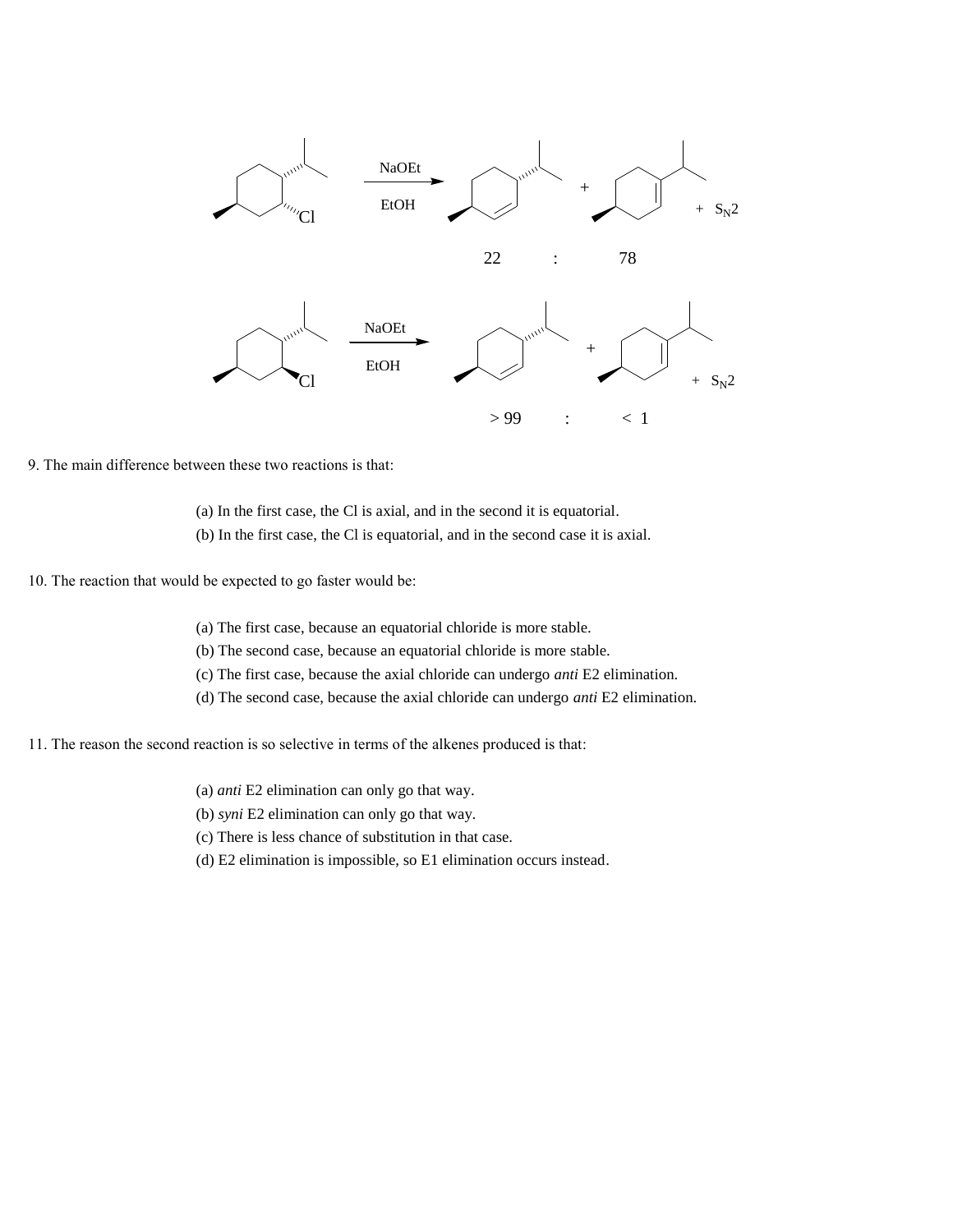NaOEt / EtOH → + + $S_N2$

22 : 78

NaOEt / EtOH → + + $S_N2$

> 99 : < 1

9. The main difference between these two reactions is that:

(a) In the first case, the Cl is axial, and in the second it is equatorial.
(b) In the first case, the Cl is equatorial, and in the second case it is axial.

10. The reaction that would be expected to go faster would be:

(a) The first case, because an equatorial chloride is more stable.
(b) The second case, because an equatorial chloride is more stable.
(c) The first case, because the axial chloride can undergo *anti* E2 elimination.
(d) The second case, because the axial chloride can undergo *anti* E2 elimination.

11. The reason the second reaction is so selective in terms of the alkenes produced is that:

(a) *anti* E2 elimination can only go that way.
(b) *syni* E2 elimination can only go that way.
(c) There is less chance of substitution in that case.
(d) E2 elimination is impossible, so E1 elimination occurs instead.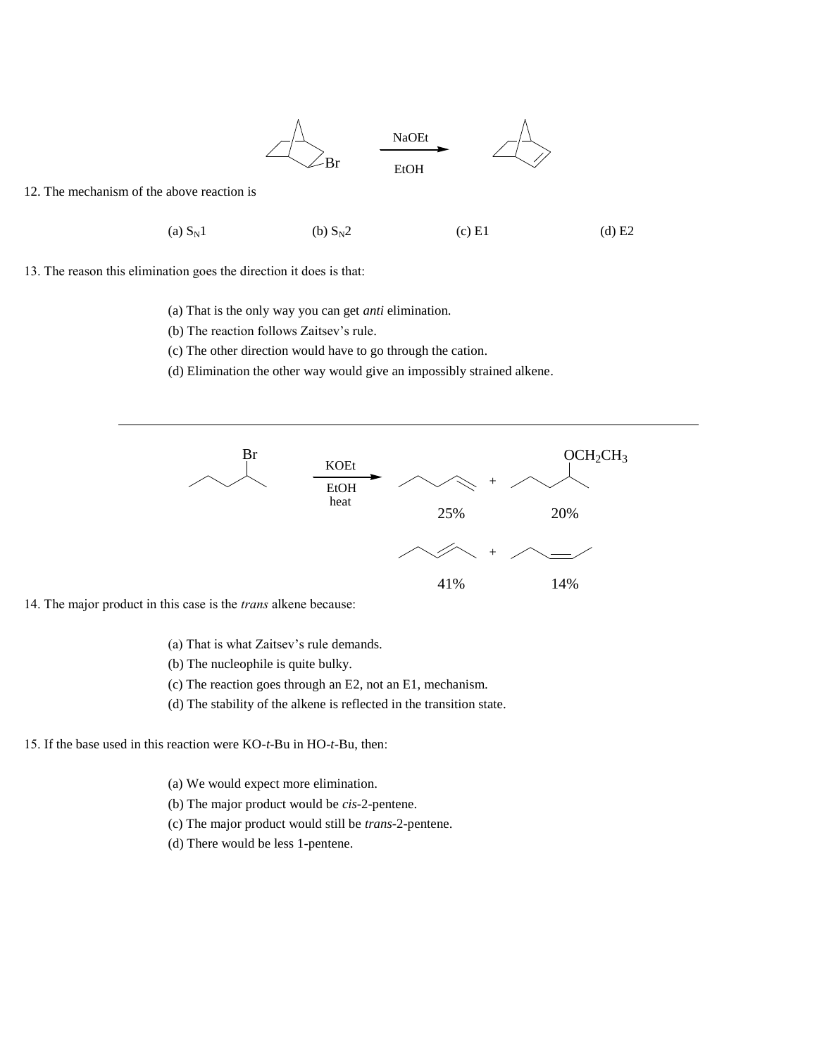NaOEt

EtOH

Br

12. The mechanism of the above reaction is

(a) $S_N1$ (b) $S_N2$ (c) E1 (d) E2

13. The reason this elimination goes the direction it does is that:

(a) That is the only way you can get *anti* elimination.
(b) The reaction follows Zaitsev's rule.
(c) The other direction would have to go through the cation.
(d) Elimination the other way would give an impossibly strained alkene.

---

Br

KOEt

EtOH
heat

$OCH_2CH_3$

25% 20%

41% 14%

14. The major product in this case is the *trans* alkene because:

(a) That is what Zaitsev's rule demands.
(b) The nucleophile is quite bulky.
(c) The reaction goes through an E2, not an E1, mechanism.
(d) The stability of the alkene is reflected in the transition state.

15. If the base used in this reaction were KO-*t*-Bu in HO-*t*-Bu, then:

(a) We would expect more elimination.
(b) The major product would be *cis*-2-pentene.
(c) The major product would still be *trans*-2-pentene.
(d) There would be less 1-pentene.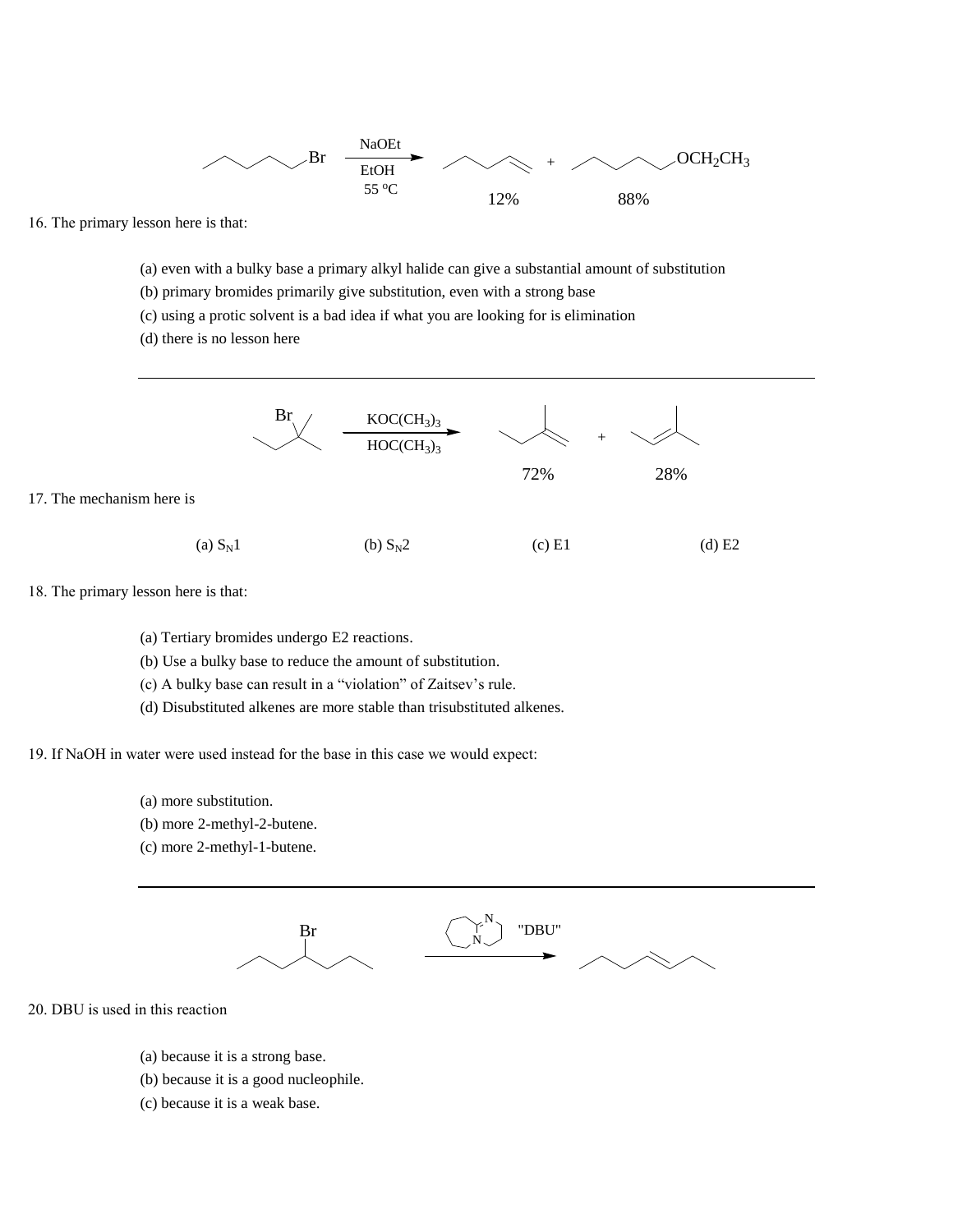NaOEt / EtOH / 55 °C — products: 12% and 88% ($OCH_2CH_3$)

16. The primary lesson here is that:

(a) even with a bulky base a primary alkyl halide can give a substantial amount of substitution
(b) primary bromides primarily give substitution, even with a strong base
(c) using a protic solvent is a bad idea if what you are looking for is elimination
(d) there is no lesson here

---

$KOC(CH_3)_3$ / $HOC(CH_3)_3$ — products: 72% and 28%

17. The mechanism here is

(a) $S_N1$ (b) $S_N2$ (c) E1 (d) E2

18. The primary lesson here is that:

(a) Tertiary bromides undergo E2 reactions.
(b) Use a bulky base to reduce the amount of substitution.
(c) A bulky base can result in a "violation" of Zaitsev's rule.
(d) Disubstituted alkenes are more stable than trisubstituted alkenes.

19. If NaOH in water were used instead for the base in this case we would expect:

(a) more substitution.
(b) more 2-methyl-2-butene.
(c) more 2-methyl-1-butene.

---

"DBU"

20. DBU is used in this reaction

(a) because it is a strong base.
(b) because it is a good nucleophile.
(c) because it is a weak base.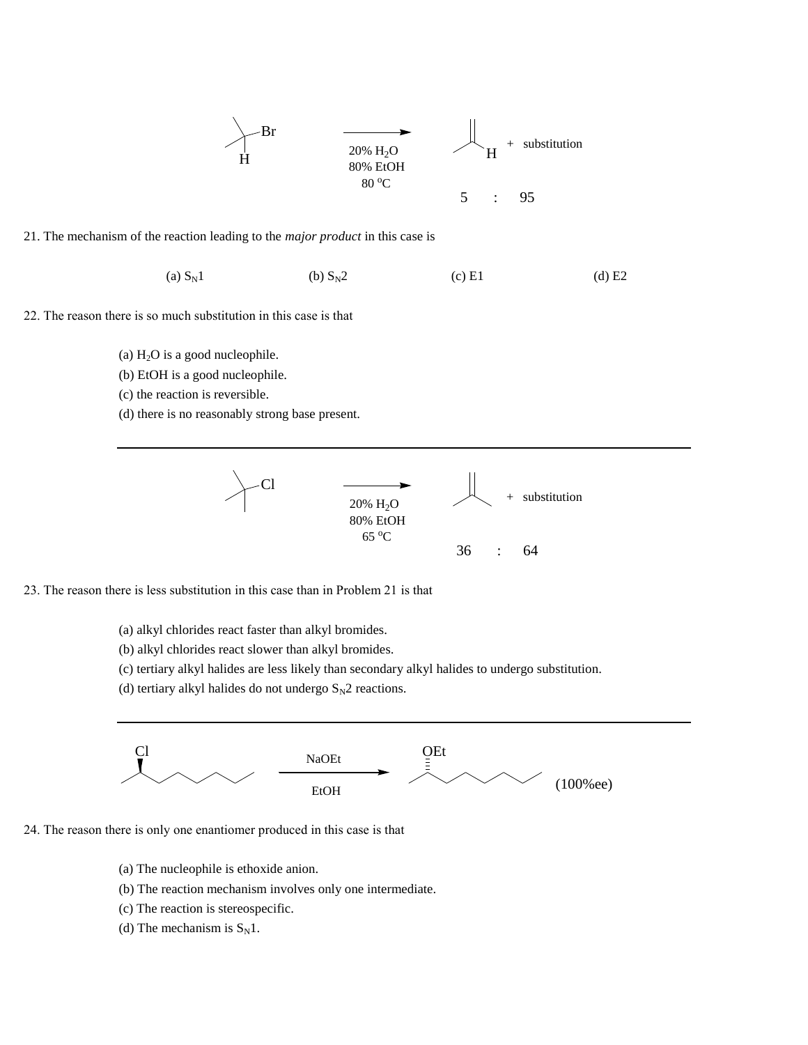20% $H_2O$
80% EtOH
80 °C

+ substitution

5 : 95

21. The mechanism of the reaction leading to the *major product* in this case is

(a) $S_N1$ (b) $S_N2$ (c) E1 (d) E2

22. The reason there is so much substitution in this case is that

(a) $H_2O$ is a good nucleophile.
(b) EtOH is a good nucleophile.
(c) the reaction is reversible.
(d) there is no reasonably strong base present.

---

20% $H_2O$
80% EtOH
65 °C

+ substitution

36 : 64

23. The reason there is less substitution in this case than in Problem 21 is that

(a) alkyl chlorides react faster than alkyl bromides.
(b) alkyl chlorides react slower than alkyl bromides.
(c) tertiary alkyl halides are less likely than secondary alkyl halides to undergo substitution.
(d) tertiary alkyl halides do not undergo $S_N2$ reactions.

---

Cl

NaOEt
EtOH

OEt

(100%ee)

24. The reason there is only one enantiomer produced in this case is that

(a) The nucleophile is ethoxide anion.
(b) The reaction mechanism involves only one intermediate.
(c) The reaction is stereospecific.
(d) The mechanism is $S_N1$.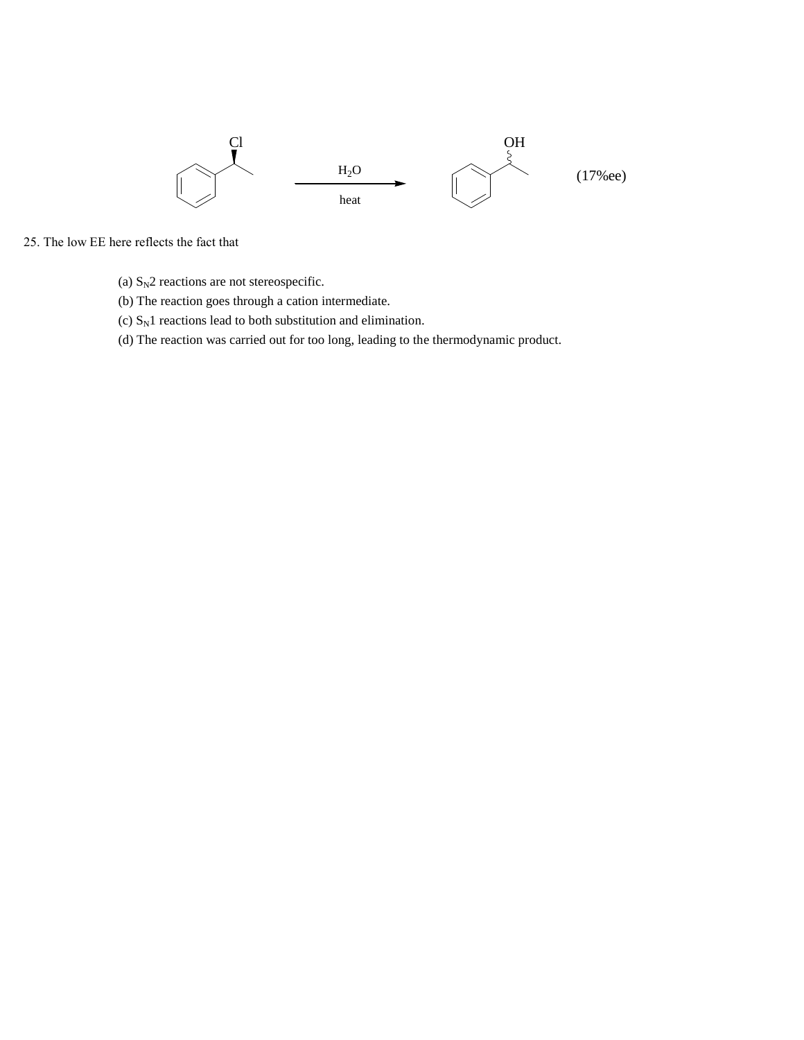$H_2O$

heat

(17%ee)

25. The low EE here reflects the fact that

(a) $S_N2$ reactions are not stereospecific.
(b) The reaction goes through a cation intermediate.
(c) $S_N1$ reactions lead to both substitution and elimination.
(d) The reaction was carried out for too long, leading to the thermodynamic product.